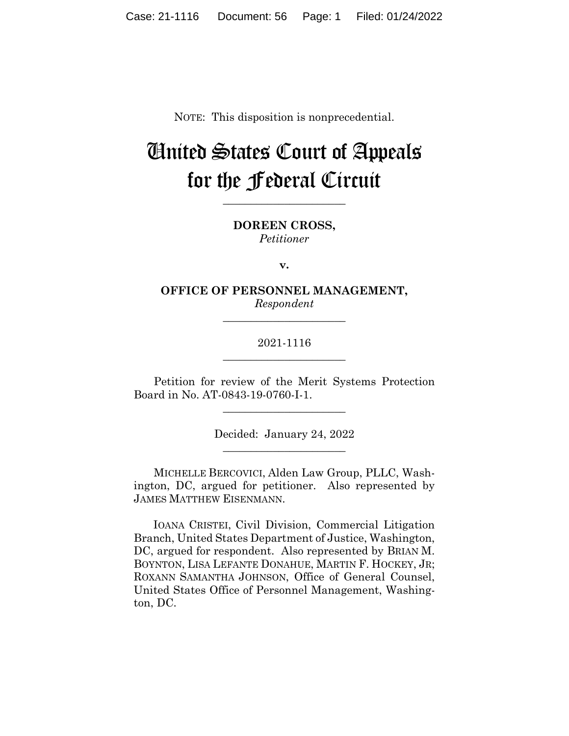NOTE: This disposition is nonprecedential.

# United States Court of Appeals for the Federal Circuit

______________________

**DOREEN CROSS,**
*Petitioner*

**v.**

**OFFICE OF PERSONNEL MANAGEMENT,**
*Respondent*

______________________

2021-1116

______________________

Petition for review of the Merit Systems Protection Board in No. AT-0843-19-0760-I-1.

______________________

Decided: January 24, 2022

______________________

MICHELLE BERCOVICI, Alden Law Group, PLLC, Washington, DC, argued for petitioner. Also represented by JAMES MATTHEW EISENMANN.

IOANA CRISTEI, Civil Division, Commercial Litigation Branch, United States Department of Justice, Washington, DC, argued for respondent. Also represented by BRIAN M. BOYNTON, LISA LEFANTE DONAHUE, MARTIN F. HOCKEY, JR; ROXANN SAMANTHA JOHNSON, Office of General Counsel, United States Office of Personnel Management, Washington, DC.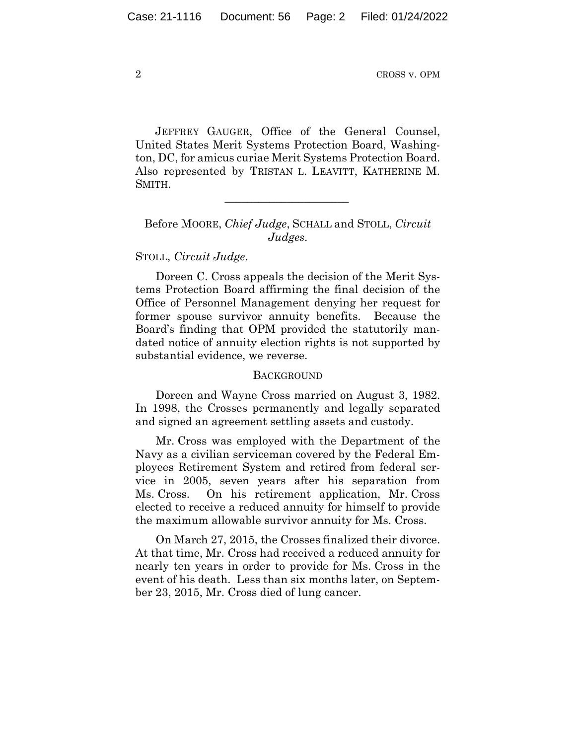JEFFREY GAUGER, Office of the General Counsel, United States Merit Systems Protection Board, Washington, DC, for amicus curiae Merit Systems Protection Board. Also represented by TRISTAN L. LEAVITT, KATHERINE M. SMITH.

______________________

Before MOORE, *Chief Judge*, SCHALL and STOLL, *Circuit Judges*.

STOLL, *Circuit Judge*.

Doreen C. Cross appeals the decision of the Merit Systems Protection Board affirming the final decision of the Office of Personnel Management denying her request for former spouse survivor annuity benefits. Because the Board's finding that OPM provided the statutorily mandated notice of annuity election rights is not supported by substantial evidence, we reverse.

## BACKGROUND

Doreen and Wayne Cross married on August 3, 1982. In 1998, the Crosses permanently and legally separated and signed an agreement settling assets and custody.

Mr. Cross was employed with the Department of the Navy as a civilian serviceman covered by the Federal Employees Retirement System and retired from federal service in 2005, seven years after his separation from Ms. Cross. On his retirement application, Mr. Cross elected to receive a reduced annuity for himself to provide the maximum allowable survivor annuity for Ms. Cross.

On March 27, 2015, the Crosses finalized their divorce. At that time, Mr. Cross had received a reduced annuity for nearly ten years in order to provide for Ms. Cross in the event of his death. Less than six months later, on September 23, 2015, Mr. Cross died of lung cancer.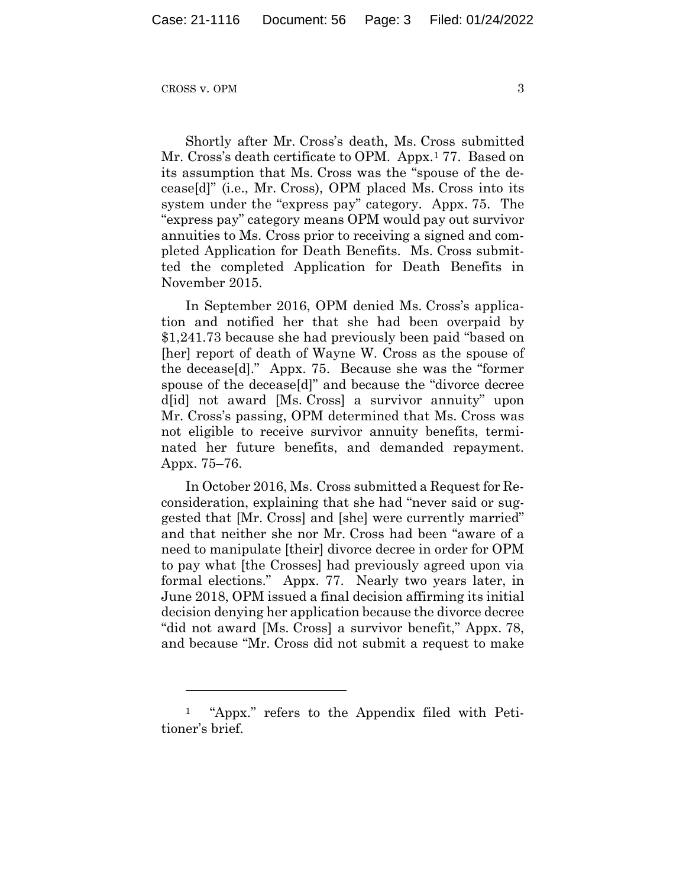Shortly after Mr. Cross's death, Ms. Cross submitted Mr. Cross's death certificate to OPM. Appx.[1] 77. Based on its assumption that Ms. Cross was the "spouse of the decease[d]" (i.e., Mr. Cross), OPM placed Ms. Cross into its system under the "express pay" category. Appx. 75. The "express pay" category means OPM would pay out survivor annuities to Ms. Cross prior to receiving a signed and completed Application for Death Benefits. Ms. Cross submitted the completed Application for Death Benefits in November 2015.

In September 2016, OPM denied Ms. Cross's application and notified her that she had been overpaid by $1,241.73 because she had previously been paid "based on [her] report of death of Wayne W. Cross as the spouse of the decease[d]." Appx. 75. Because she was the "former spouse of the decease[d]" and because the "divorce decree d[id] not award [Ms. Cross] a survivor annuity" upon Mr. Cross's passing, OPM determined that Ms. Cross was not eligible to receive survivor annuity benefits, terminated her future benefits, and demanded repayment. Appx. 75–76.

In October 2016, Ms. Cross submitted a Request for Reconsideration, explaining that she had "never said or suggested that [Mr. Cross] and [she] were currently married" and that neither she nor Mr. Cross had been "aware of a need to manipulate [their] divorce decree in order for OPM to pay what [the Crosses] had previously agreed upon via formal elections." Appx. 77. Nearly two years later, in June 2018, OPM issued a final decision affirming its initial decision denying her application because the divorce decree "did not award [Ms. Cross] a survivor benefit," Appx. 78, and because "Mr. Cross did not submit a request to make

---

[1] "Appx." refers to the Appendix filed with Petitioner's brief.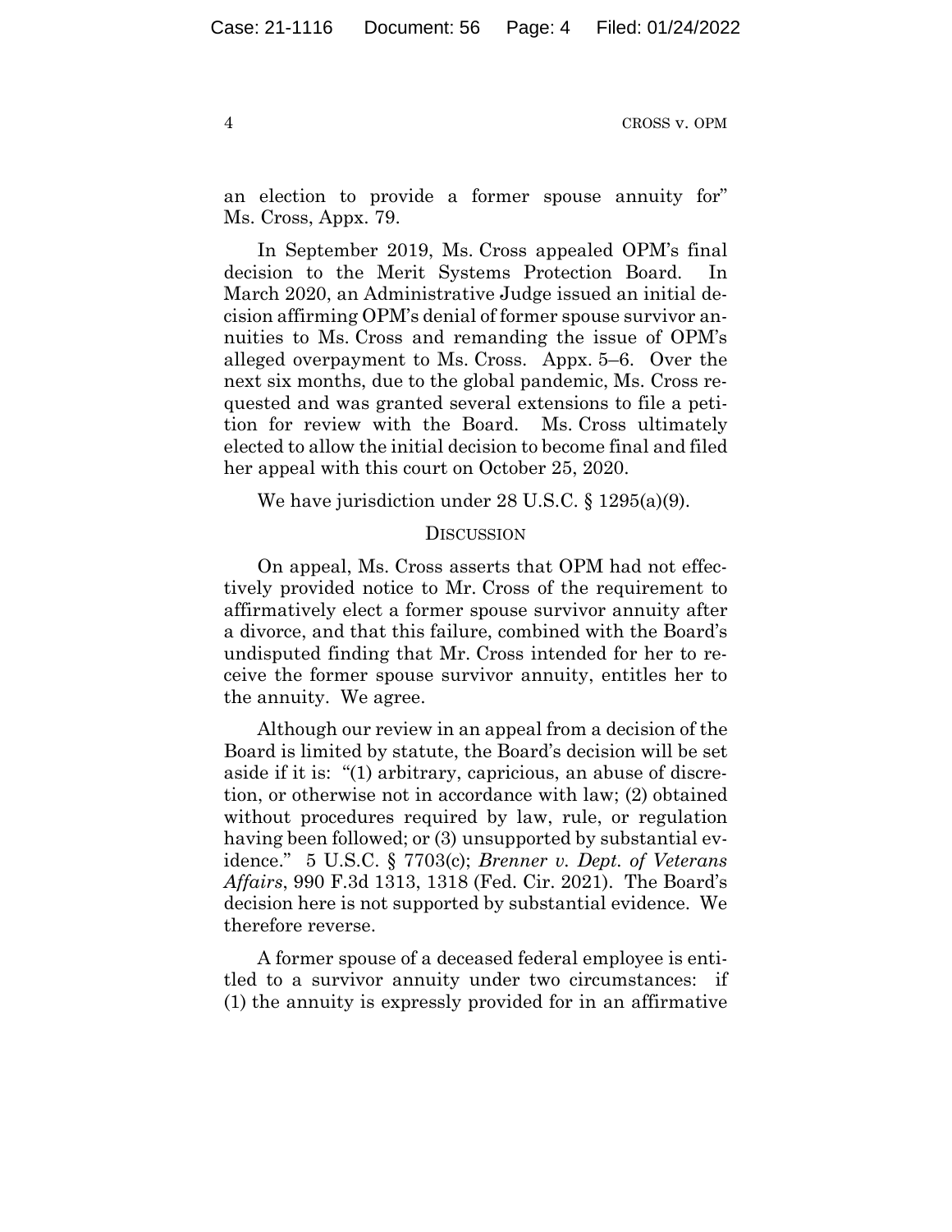an election to provide a former spouse annuity for" Ms. Cross, Appx. 79.

In September 2019, Ms. Cross appealed OPM's final decision to the Merit Systems Protection Board. In March 2020, an Administrative Judge issued an initial decision affirming OPM's denial of former spouse survivor annuities to Ms. Cross and remanding the issue of OPM's alleged overpayment to Ms. Cross. Appx. 5–6. Over the next six months, due to the global pandemic, Ms. Cross requested and was granted several extensions to file a petition for review with the Board. Ms. Cross ultimately elected to allow the initial decision to become final and filed her appeal with this court on October 25, 2020.

We have jurisdiction under 28 U.S.C. § 1295(a)(9).

## DISCUSSION

On appeal, Ms. Cross asserts that OPM had not effectively provided notice to Mr. Cross of the requirement to affirmatively elect a former spouse survivor annuity after a divorce, and that this failure, combined with the Board's undisputed finding that Mr. Cross intended for her to receive the former spouse survivor annuity, entitles her to the annuity. We agree.

Although our review in an appeal from a decision of the Board is limited by statute, the Board's decision will be set aside if it is: "(1) arbitrary, capricious, an abuse of discretion, or otherwise not in accordance with law; (2) obtained without procedures required by law, rule, or regulation having been followed; or (3) unsupported by substantial evidence." 5 U.S.C. § 7703(c); *Brenner v. Dept. of Veterans Affairs*, 990 F.3d 1313, 1318 (Fed. Cir. 2021). The Board's decision here is not supported by substantial evidence. We therefore reverse.

A former spouse of a deceased federal employee is entitled to a survivor annuity under two circumstances: if (1) the annuity is expressly provided for in an affirmative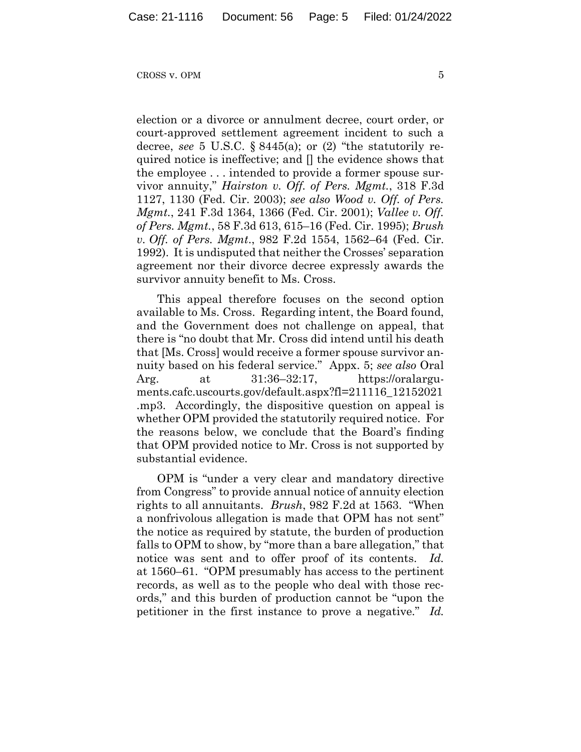election or a divorce or annulment decree, court order, or court-approved settlement agreement incident to such a decree, *see* 5 U.S.C. § 8445(a); or (2) "the statutorily required notice is ineffective; and [] the evidence shows that the employee . . . intended to provide a former spouse survivor annuity," *Hairston v. Off. of Pers. Mgmt.*, 318 F.3d 1127, 1130 (Fed. Cir. 2003); *see also Wood v. Off. of Pers. Mgmt.*, 241 F.3d 1364, 1366 (Fed. Cir. 2001); *Vallee v. Off. of Pers. Mgmt.*, 58 F.3d 613, 615–16 (Fed. Cir. 1995); *Brush v. Off. of Pers. Mgmt.*, 982 F.2d 1554, 1562–64 (Fed. Cir. 1992). It is undisputed that neither the Crosses' separation agreement nor their divorce decree expressly awards the survivor annuity benefit to Ms. Cross.

This appeal therefore focuses on the second option available to Ms. Cross. Regarding intent, the Board found, and the Government does not challenge on appeal, that there is "no doubt that Mr. Cross did intend until his death that [Ms. Cross] would receive a former spouse survivor annuity based on his federal service." Appx. 5; *see also* Oral Arg. at 31:36–32:17, https://oralarguments.cafc.uscourts.gov/default.aspx?fl=211116_12152021.mp3. Accordingly, the dispositive question on appeal is whether OPM provided the statutorily required notice. For the reasons below, we conclude that the Board's finding that OPM provided notice to Mr. Cross is not supported by substantial evidence.

OPM is "under a very clear and mandatory directive from Congress" to provide annual notice of annuity election rights to all annuitants. *Brush*, 982 F.2d at 1563. "When a nonfrivolous allegation is made that OPM has not sent" the notice as required by statute, the burden of production falls to OPM to show, by "more than a bare allegation," that notice was sent and to offer proof of its contents. *Id.* at 1560–61. "OPM presumably has access to the pertinent records, as well as to the people who deal with those records," and this burden of production cannot be "upon the petitioner in the first instance to prove a negative." *Id.*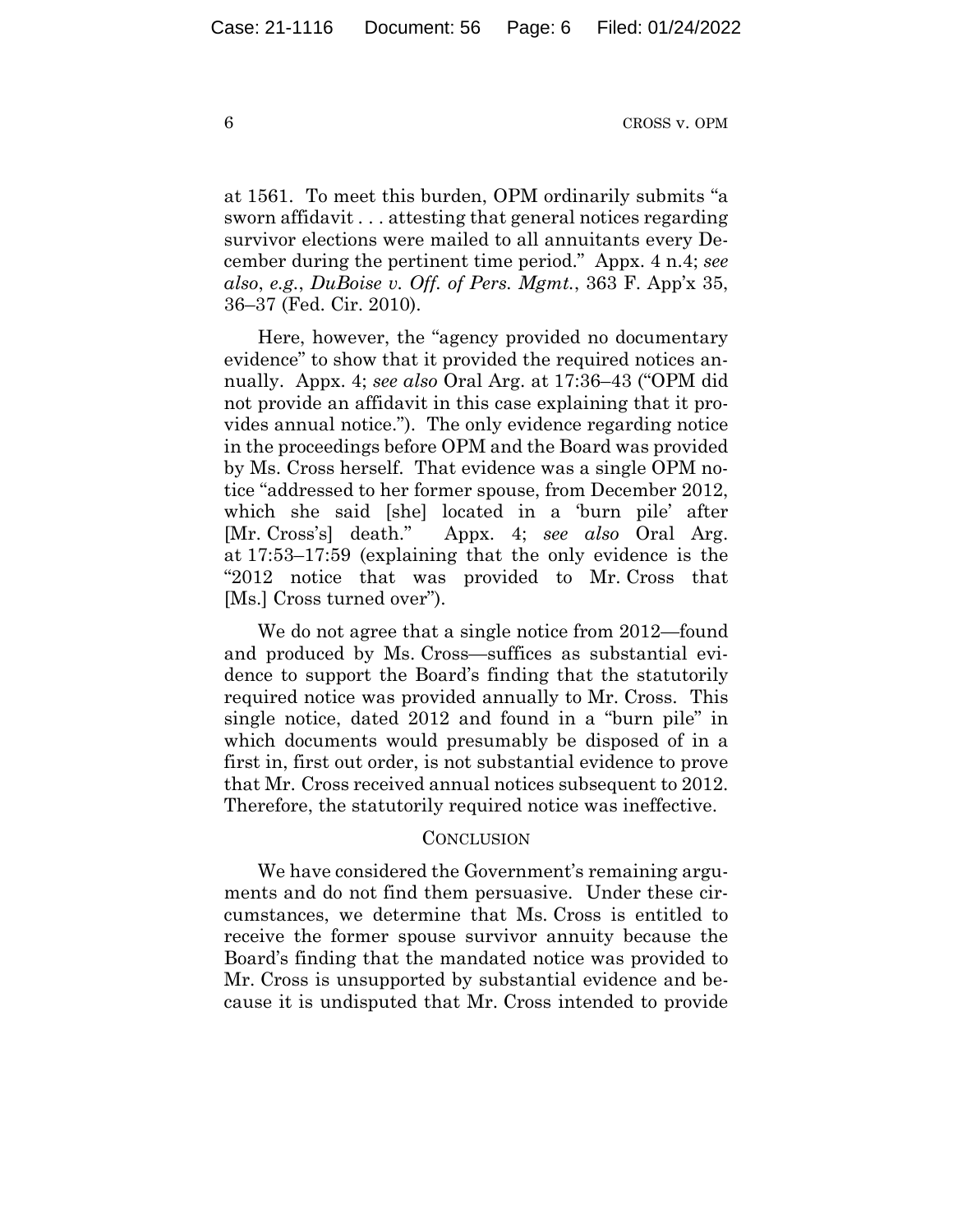at 1561. To meet this burden, OPM ordinarily submits "a sworn affidavit . . . attesting that general notices regarding survivor elections were mailed to all annuitants every December during the pertinent time period." Appx. 4 n.4; *see also*, *e.g.*, *DuBoise v. Off. of Pers. Mgmt.*, 363 F. App'x 35, 36–37 (Fed. Cir. 2010).

Here, however, the "agency provided no documentary evidence" to show that it provided the required notices annually. Appx. 4; *see also* Oral Arg. at 17:36–43 ("OPM did not provide an affidavit in this case explaining that it provides annual notice."). The only evidence regarding notice in the proceedings before OPM and the Board was provided by Ms. Cross herself. That evidence was a single OPM notice "addressed to her former spouse, from December 2012, which she said [she] located in a 'burn pile' after [Mr. Cross's] death." Appx. 4; *see also* Oral Arg. at 17:53–17:59 (explaining that the only evidence is the "2012 notice that was provided to Mr. Cross that [Ms.] Cross turned over").

We do not agree that a single notice from 2012—found and produced by Ms. Cross—suffices as substantial evidence to support the Board's finding that the statutorily required notice was provided annually to Mr. Cross. This single notice, dated 2012 and found in a "burn pile" in which documents would presumably be disposed of in a first in, first out order, is not substantial evidence to prove that Mr. Cross received annual notices subsequent to 2012. Therefore, the statutorily required notice was ineffective.

## CONCLUSION

We have considered the Government's remaining arguments and do not find them persuasive. Under these circumstances, we determine that Ms. Cross is entitled to receive the former spouse survivor annuity because the Board's finding that the mandated notice was provided to Mr. Cross is unsupported by substantial evidence and because it is undisputed that Mr. Cross intended to provide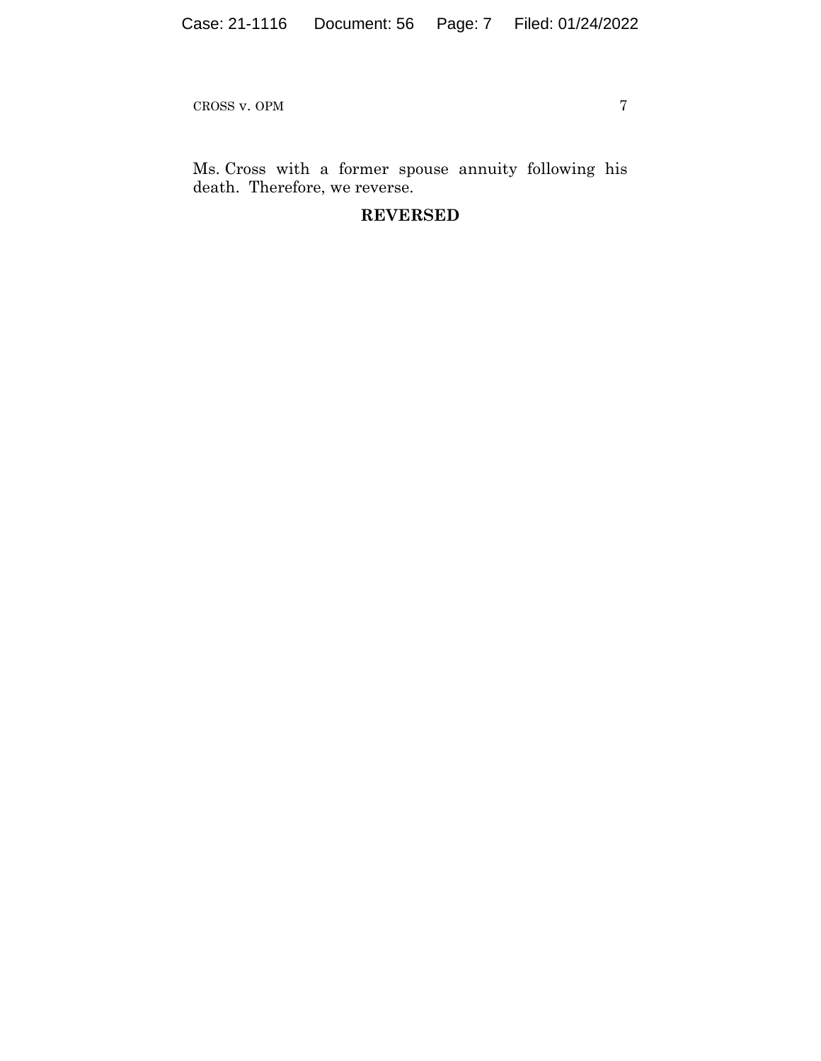Ms. Cross with a former spouse annuity following his death. Therefore, we reverse.

**REVERSED**